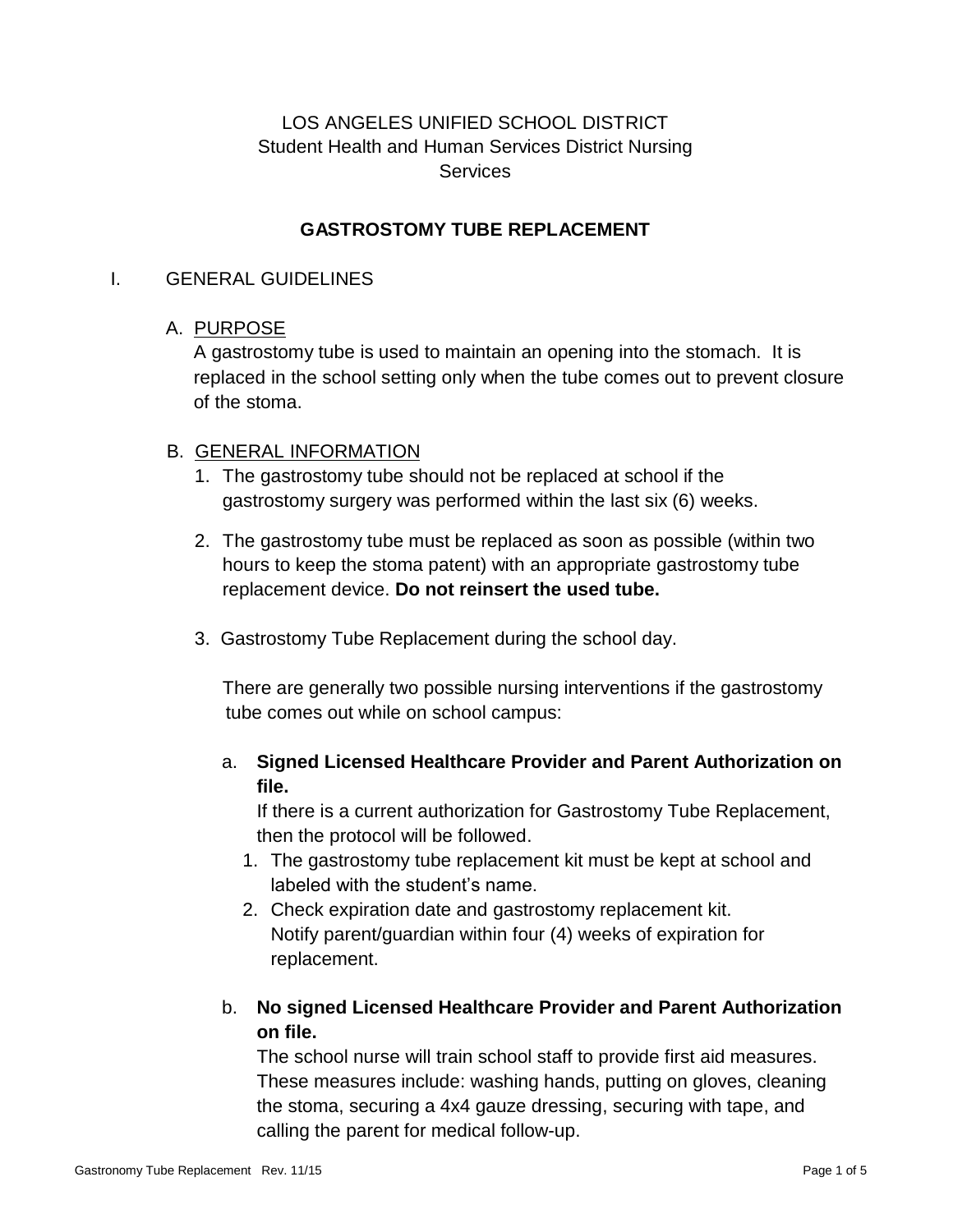LOS ANGELES UNIFIED SCHOOL DISTRICT
Student Health and Human Services District Nursing Services

# GASTROSTOMY TUBE REPLACEMENT

## I. GENERAL GUIDELINES

### A. PURPOSE

A gastrostomy tube is used to maintain an opening into the stomach. It is replaced in the school setting only when the tube comes out to prevent closure of the stoma.

### B. GENERAL INFORMATION

1. The gastrostomy tube should not be replaced at school if the gastrostomy surgery was performed within the last six (6) weeks.

2. The gastrostomy tube must be replaced as soon as possible (within two hours to keep the stoma patent) with an appropriate gastrostomy tube replacement device. **Do not reinsert the used tube.**

3. Gastrostomy Tube Replacement during the school day.

   There are generally two possible nursing interventions if the gastrostomy tube comes out while on school campus:

   a. **Signed Licensed Healthcare Provider and Parent Authorization on file.**
      If there is a current authorization for Gastrostomy Tube Replacement, then the protocol will be followed.
      1. The gastrostomy tube replacement kit must be kept at school and labeled with the student's name.
      2. Check expiration date and gastrostomy replacement kit. Notify parent/guardian within four (4) weeks of expiration for replacement.

   b. **No signed Licensed Healthcare Provider and Parent Authorization on file.**
      The school nurse will train school staff to provide first aid measures. These measures include: washing hands, putting on gloves, cleaning the stoma, securing a 4x4 gauze dressing, securing with tape, and calling the parent for medical follow-up.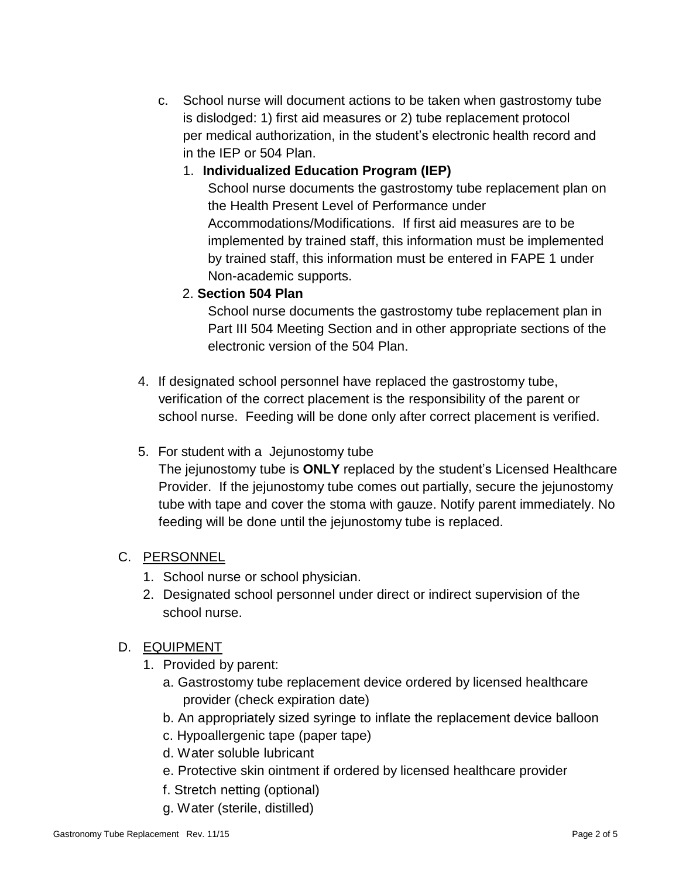c. School nurse will document actions to be taken when gastrostomy tube is dislodged: 1) first aid measures or 2) tube replacement protocol per medical authorization, in the student's electronic health record and in the IEP or 504 Plan.

   1. **Individualized Education Program (IEP)**
      School nurse documents the gastrostomy tube replacement plan on the Health Present Level of Performance under Accommodations/Modifications. If first aid measures are to be implemented by trained staff, this information must be implemented by trained staff, this information must be entered in FAPE 1 under Non-academic supports.

   2. **Section 504 Plan**
      School nurse documents the gastrostomy tube replacement plan in Part III 504 Meeting Section and in other appropriate sections of the electronic version of the 504 Plan.

4. If designated school personnel have replaced the gastrostomy tube, verification of the correct placement is the responsibility of the parent or school nurse. Feeding will be done only after correct placement is verified.

5. For student with a Jejunostomy tube
   The jejunostomy tube is **ONLY** replaced by the student's Licensed Healthcare Provider. If the jejunostomy tube comes out partially, secure the jejunostomy tube with tape and cover the stoma with gauze. Notify parent immediately. No feeding will be done until the jejunostomy tube is replaced.

C. PERSONNEL

1. School nurse or school physician.
2. Designated school personnel under direct or indirect supervision of the school nurse.

D. EQUIPMENT

1. Provided by parent:
   a. Gastrostomy tube replacement device ordered by licensed healthcare provider (check expiration date)
   b. An appropriately sized syringe to inflate the replacement device balloon
   c. Hypoallergenic tape (paper tape)
   d. Water soluble lubricant
   e. Protective skin ointment if ordered by licensed healthcare provider
   f. Stretch netting (optional)
   g. Water (sterile, distilled)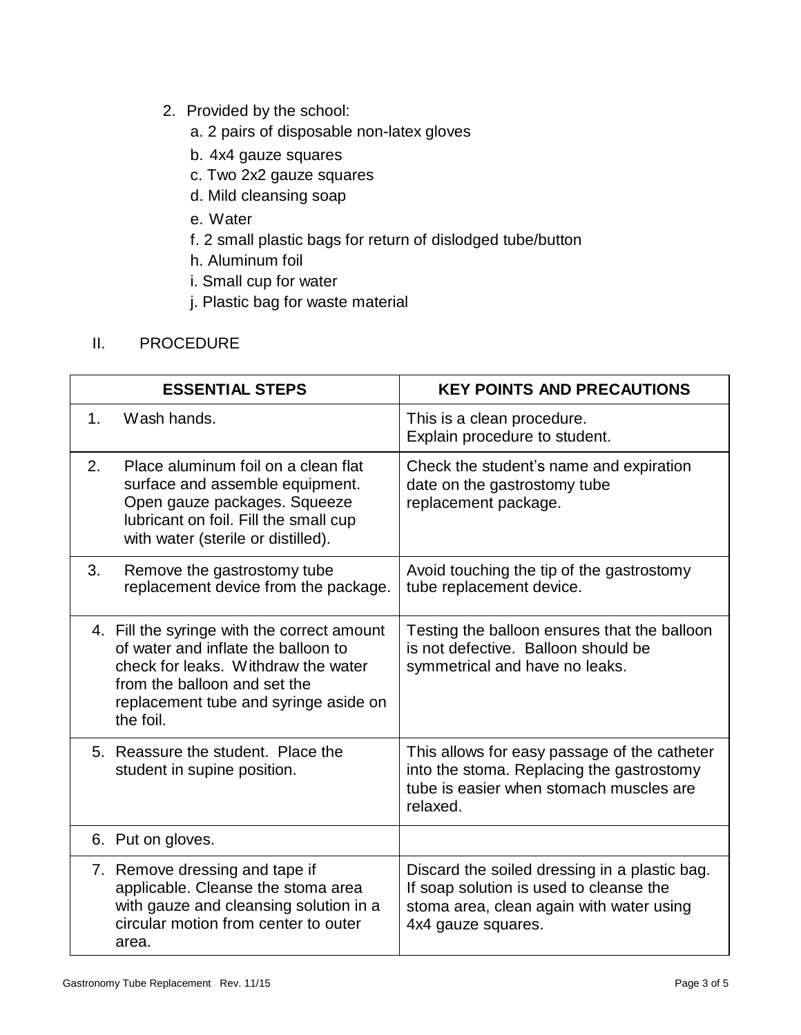2. Provided by the school:
   a. 2 pairs of disposable non-latex gloves
   b. 4x4 gauze squares
   c. Two 2x2 gauze squares
   d. Mild cleansing soap
   e. Water
   f. 2 small plastic bags for return of dislodged tube/button
   h. Aluminum foil
   i. Small cup for water
   j. Plastic bag for waste material

## II. PROCEDURE

| ESSENTIAL STEPS | KEY POINTS AND PRECAUTIONS |
| --- | --- |
| 1. Wash hands. | This is a clean procedure.<br>Explain procedure to student. |
| 2. Place aluminum foil on a clean flat surface and assemble equipment. Open gauze packages. Squeeze lubricant on foil. Fill the small cup with water (sterile or distilled). | Check the student's name and expiration date on the gastrostomy tube replacement package. |
| 3. Remove the gastrostomy tube replacement device from the package. | Avoid touching the tip of the gastrostomy tube replacement device. |
| 4. Fill the syringe with the correct amount of water and inflate the balloon to check for leaks. Withdraw the water from the balloon and set the replacement tube and syringe aside on the foil. | Testing the balloon ensures that the balloon is not defective. Balloon should be symmetrical and have no leaks. |
| 5. Reassure the student. Place the student in supine position. | This allows for easy passage of the catheter into the stoma. Replacing the gastrostomy tube is easier when stomach muscles are relaxed. |
| 6. Put on gloves. | |
| 7. Remove dressing and tape if applicable. Cleanse the stoma area with gauze and cleansing solution in a circular motion from center to outer area. | Discard the soiled dressing in a plastic bag. If soap solution is used to cleanse the stoma area, clean again with water using 4x4 gauze squares. |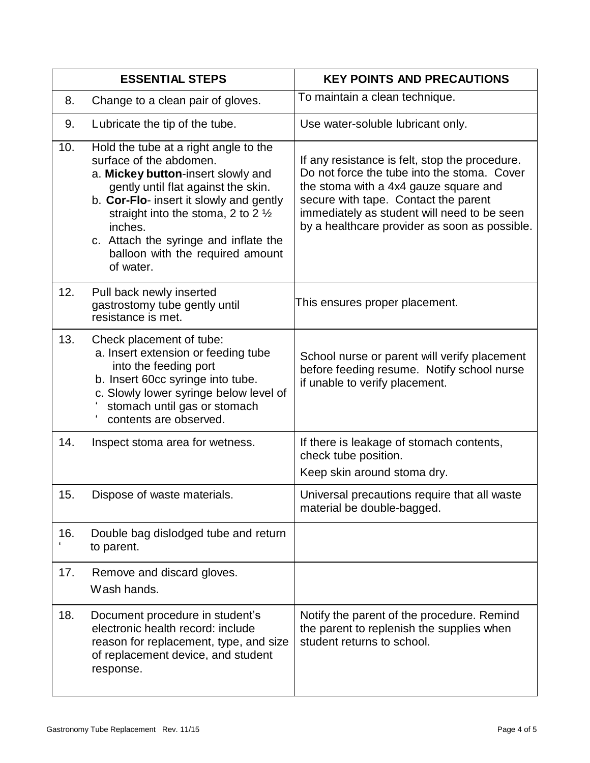| ESSENTIAL STEPS | | KEY POINTS AND PRECAUTIONS |
|---|---|---|
| 8. | Change to a clean pair of gloves. | To maintain a clean technique. |
| 9. | Lubricate the tip of the tube. | Use water-soluble lubricant only. |
| 10. | Hold the tube at a right angle to the surface of the abdomen.<br>a. **Mickey button**-insert slowly and gently until flat against the skin.<br>b. **Cor-Flo**- insert it slowly and gently straight into the stoma, 2 to 2 ½ inches.<br>c. Attach the syringe and inflate the balloon with the required amount of water. | If any resistance is felt, stop the procedure. Do not force the tube into the stoma. Cover the stoma with a 4x4 gauze square and secure with tape. Contact the parent immediately as student will need to be seen by a healthcare provider as soon as possible. |
| 12. | Pull back newly inserted gastrostomy tube gently until resistance is met. | This ensures proper placement. |
| 13. | Check placement of tube:<br>a. Insert extension or feeding tube into the feeding port<br>b. Insert 60cc syringe into tube.<br>c. Slowly lower syringe below level of stomach until gas or stomach contents are observed. | School nurse or parent will verify placement before feeding resume. Notify school nurse if unable to verify placement. |
| 14. | Inspect stoma area for wetness. | If there is leakage of stomach contents, check tube position.<br>Keep skin around stoma dry. |
| 15. | Dispose of waste materials. | Universal precautions require that all waste material be double-bagged. |
| 16. | Double bag dislodged tube and return to parent. | |
| 17. | Remove and discard gloves.<br>Wash hands. | |
| 18. | Document procedure in student's electronic health record: include reason for replacement, type, and size of replacement device, and student response. | Notify the parent of the procedure. Remind the parent to replenish the supplies when student returns to school. |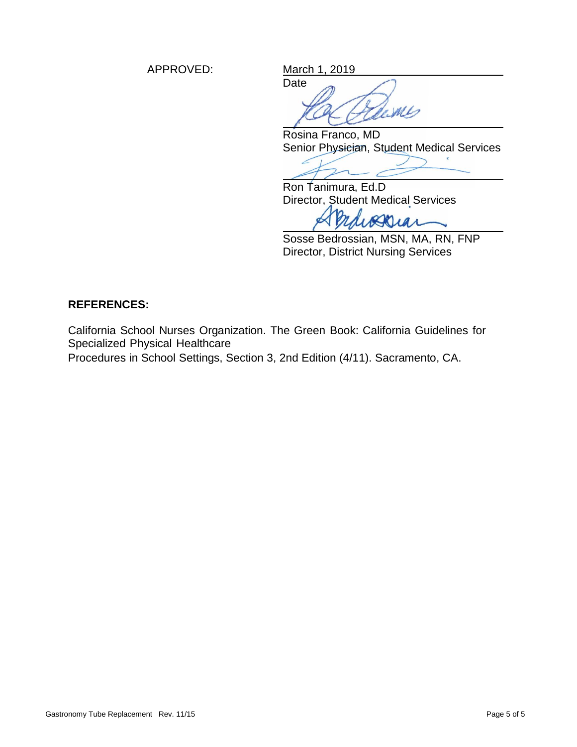APPROVED: March 1, 2019

Date

Rosina Franco, MD
Senior Physician, Student Medical Services

Ron Tanimura, Ed.D
Director, Student Medical Services

Sosse Bedrossian, MSN, MA, RN, FNP
Director, District Nursing Services

**REFERENCES:**

California School Nurses Organization. The Green Book: California Guidelines for Specialized Physical Healthcare
Procedures in School Settings, Section 3, 2nd Edition (4/11). Sacramento, CA.